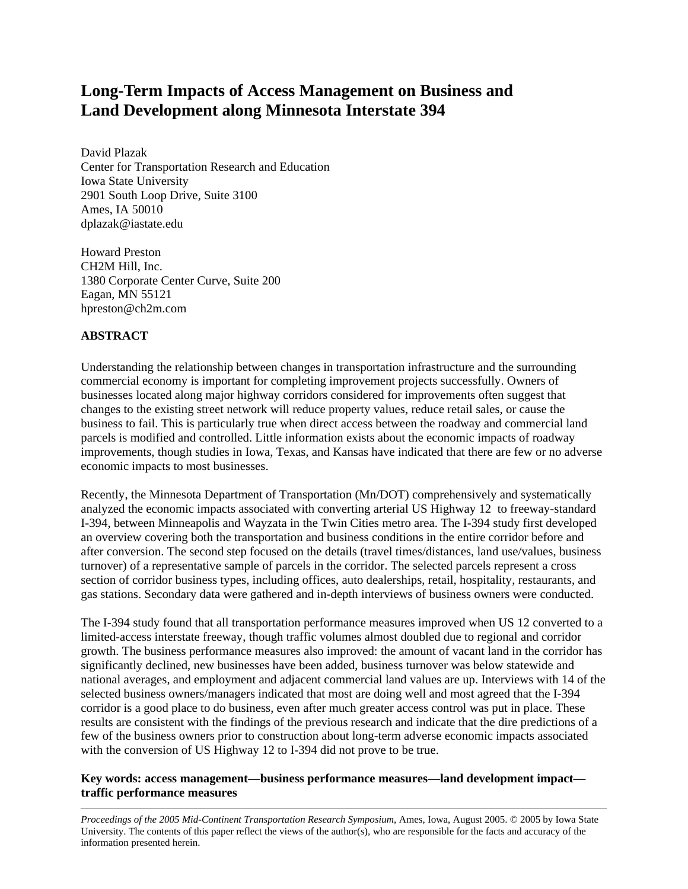# Long-Term Impacts of Access Management on Business and Land Development along Minnesota Interstate 394

David Plazak
Center for Transportation Research and Education
Iowa State University
2901 South Loop Drive, Suite 3100
Ames, IA 50010
dplazak@iastate.edu

Howard Preston
CH2M Hill, Inc.
1380 Corporate Center Curve, Suite 200
Eagan, MN 55121
hpreston@ch2m.com

## ABSTRACT

Understanding the relationship between changes in transportation infrastructure and the surrounding commercial economy is important for completing improvement projects successfully. Owners of businesses located along major highway corridors considered for improvements often suggest that changes to the existing street network will reduce property values, reduce retail sales, or cause the business to fail. This is particularly true when direct access between the roadway and commercial land parcels is modified and controlled. Little information exists about the economic impacts of roadway improvements, though studies in Iowa, Texas, and Kansas have indicated that there are few or no adverse economic impacts to most businesses.

Recently, the Minnesota Department of Transportation (Mn/DOT) comprehensively and systematically analyzed the economic impacts associated with converting arterial US Highway 12 to freeway-standard I-394, between Minneapolis and Wayzata in the Twin Cities metro area. The I-394 study first developed an overview covering both the transportation and business conditions in the entire corridor before and after conversion. The second step focused on the details (travel times/distances, land use/values, business turnover) of a representative sample of parcels in the corridor. The selected parcels represent a cross section of corridor business types, including offices, auto dealerships, retail, hospitality, restaurants, and gas stations. Secondary data were gathered and in-depth interviews of business owners were conducted.

The I-394 study found that all transportation performance measures improved when US 12 converted to a limited-access interstate freeway, though traffic volumes almost doubled due to regional and corridor growth. The business performance measures also improved: the amount of vacant land in the corridor has significantly declined, new businesses have been added, business turnover was below statewide and national averages, and employment and adjacent commercial land values are up. Interviews with 14 of the selected business owners/managers indicated that most are doing well and most agreed that the I-394 corridor is a good place to do business, even after much greater access control was put in place. These results are consistent with the findings of the previous research and indicate that the dire predictions of a few of the business owners prior to construction about long-term adverse economic impacts associated with the conversion of US Highway 12 to I-394 did not prove to be true.

**Key words: access management—business performance measures—land development impact—traffic performance measures**

*Proceedings of the 2005 Mid-Continent Transportation Research Symposium*, Ames, Iowa, August 2005. © 2005 by Iowa State University. The contents of this paper reflect the views of the author(s), who are responsible for the facts and accuracy of the information presented herein.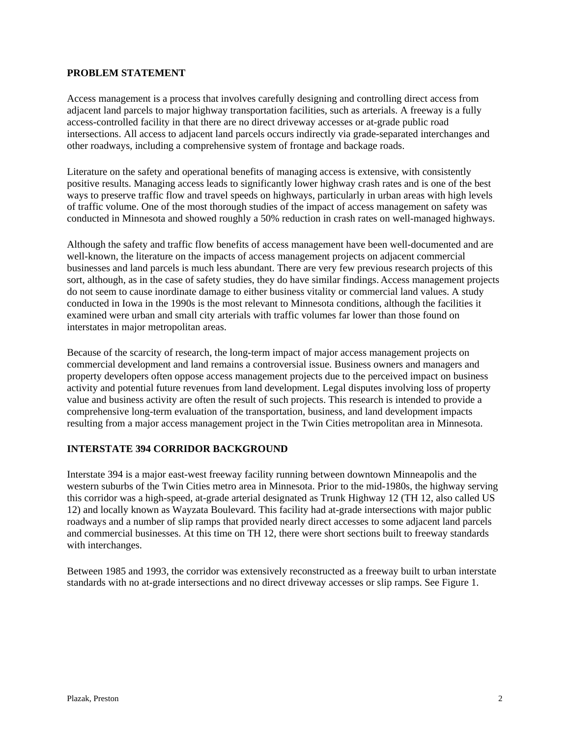## PROBLEM STATEMENT

Access management is a process that involves carefully designing and controlling direct access from adjacent land parcels to major highway transportation facilities, such as arterials. A freeway is a fully access-controlled facility in that there are no direct driveway accesses or at-grade public road intersections. All access to adjacent land parcels occurs indirectly via grade-separated interchanges and other roadways, including a comprehensive system of frontage and backage roads.

Literature on the safety and operational benefits of managing access is extensive, with consistently positive results. Managing access leads to significantly lower highway crash rates and is one of the best ways to preserve traffic flow and travel speeds on highways, particularly in urban areas with high levels of traffic volume. One of the most thorough studies of the impact of access management on safety was conducted in Minnesota and showed roughly a 50% reduction in crash rates on well-managed highways.

Although the safety and traffic flow benefits of access management have been well-documented and are well-known, the literature on the impacts of access management projects on adjacent commercial businesses and land parcels is much less abundant. There are very few previous research projects of this sort, although, as in the case of safety studies, they do have similar findings. Access management projects do not seem to cause inordinate damage to either business vitality or commercial land values. A study conducted in Iowa in the 1990s is the most relevant to Minnesota conditions, although the facilities it examined were urban and small city arterials with traffic volumes far lower than those found on interstates in major metropolitan areas.

Because of the scarcity of research, the long-term impact of major access management projects on commercial development and land remains a controversial issue. Business owners and managers and property developers often oppose access management projects due to the perceived impact on business activity and potential future revenues from land development. Legal disputes involving loss of property value and business activity are often the result of such projects. This research is intended to provide a comprehensive long-term evaluation of the transportation, business, and land development impacts resulting from a major access management project in the Twin Cities metropolitan area in Minnesota.

## INTERSTATE 394 CORRIDOR BACKGROUND

Interstate 394 is a major east-west freeway facility running between downtown Minneapolis and the western suburbs of the Twin Cities metro area in Minnesota. Prior to the mid-1980s, the highway serving this corridor was a high-speed, at-grade arterial designated as Trunk Highway 12 (TH 12, also called US 12) and locally known as Wayzata Boulevard. This facility had at-grade intersections with major public roadways and a number of slip ramps that provided nearly direct accesses to some adjacent land parcels and commercial businesses. At this time on TH 12, there were short sections built to freeway standards with interchanges.

Between 1985 and 1993, the corridor was extensively reconstructed as a freeway built to urban interstate standards with no at-grade intersections and no direct driveway accesses or slip ramps. See Figure 1.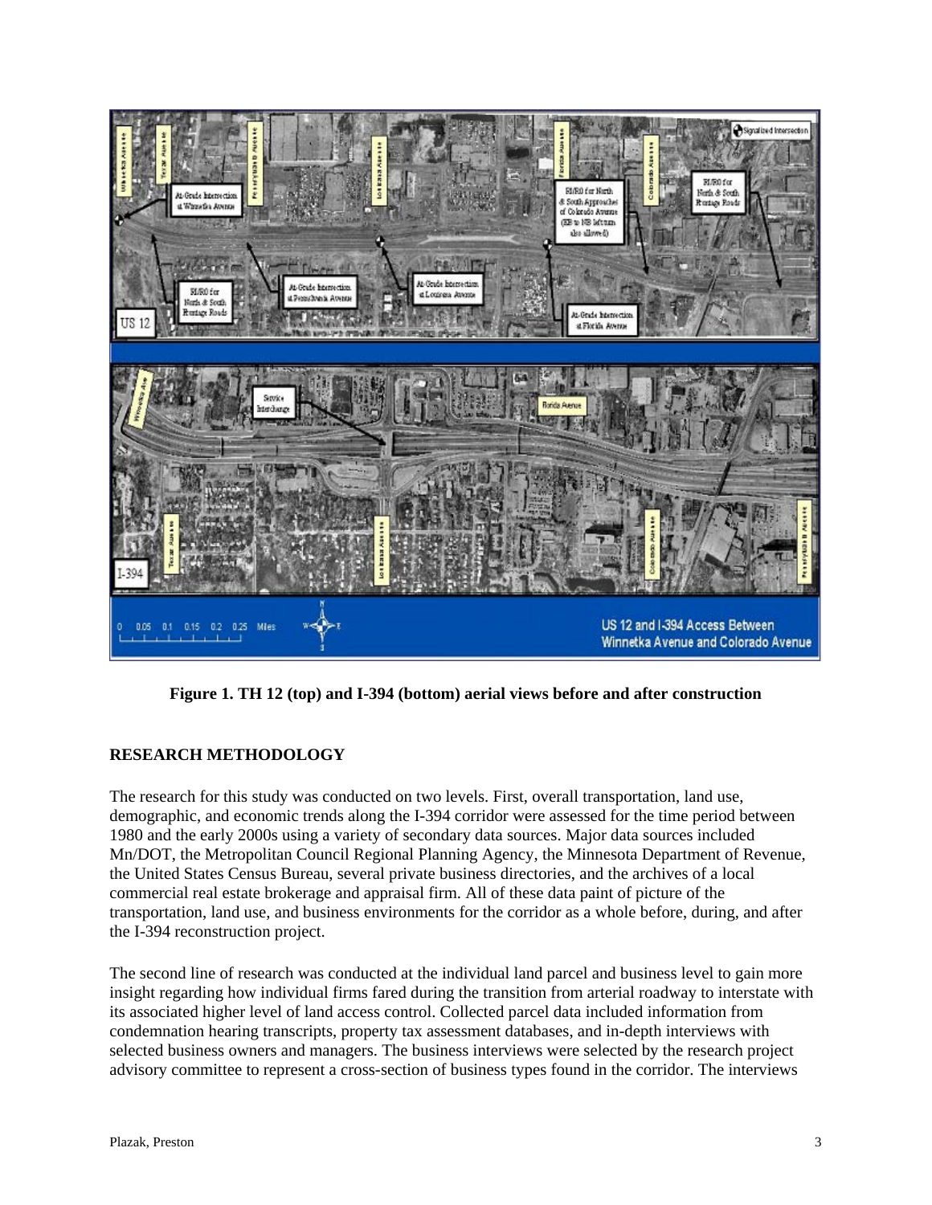**Figure 1. TH 12 (top) and I-394 (bottom) aerial views before and after construction**

## RESEARCH METHODOLOGY

The research for this study was conducted on two levels. First, overall transportation, land use, demographic, and economic trends along the I-394 corridor were assessed for the time period between 1980 and the early 2000s using a variety of secondary data sources. Major data sources included Mn/DOT, the Metropolitan Council Regional Planning Agency, the Minnesota Department of Revenue, the United States Census Bureau, several private business directories, and the archives of a local commercial real estate brokerage and appraisal firm. All of these data paint of picture of the transportation, land use, and business environments for the corridor as a whole before, during, and after the I-394 reconstruction project.

The second line of research was conducted at the individual land parcel and business level to gain more insight regarding how individual firms fared during the transition from arterial roadway to interstate with its associated higher level of land access control. Collected parcel data included information from condemnation hearing transcripts, property tax assessment databases, and in-depth interviews with selected business owners and managers. The business interviews were selected by the research project advisory committee to represent a cross-section of business types found in the corridor. The interviews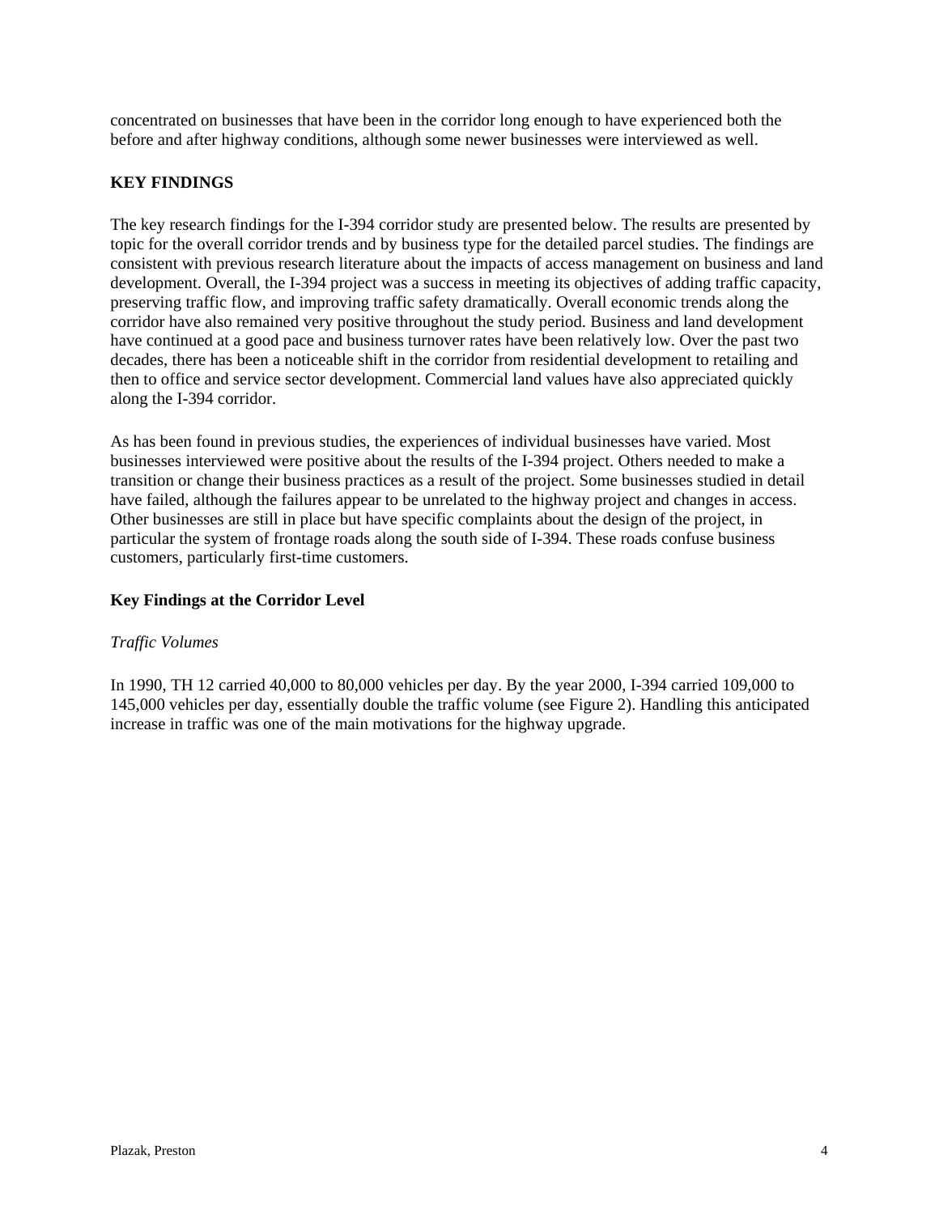concentrated on businesses that have been in the corridor long enough to have experienced both the before and after highway conditions, although some newer businesses were interviewed as well.

## KEY FINDINGS

The key research findings for the I-394 corridor study are presented below. The results are presented by topic for the overall corridor trends and by business type for the detailed parcel studies. The findings are consistent with previous research literature about the impacts of access management on business and land development. Overall, the I-394 project was a success in meeting its objectives of adding traffic capacity, preserving traffic flow, and improving traffic safety dramatically. Overall economic trends along the corridor have also remained very positive throughout the study period. Business and land development have continued at a good pace and business turnover rates have been relatively low. Over the past two decades, there has been a noticeable shift in the corridor from residential development to retailing and then to office and service sector development. Commercial land values have also appreciated quickly along the I-394 corridor.

As has been found in previous studies, the experiences of individual businesses have varied. Most businesses interviewed were positive about the results of the I-394 project. Others needed to make a transition or change their business practices as a result of the project. Some businesses studied in detail have failed, although the failures appear to be unrelated to the highway project and changes in access. Other businesses are still in place but have specific complaints about the design of the project, in particular the system of frontage roads along the south side of I-394. These roads confuse business customers, particularly first-time customers.

### Key Findings at the Corridor Level

*Traffic Volumes*

In 1990, TH 12 carried 40,000 to 80,000 vehicles per day. By the year 2000, I-394 carried 109,000 to 145,000 vehicles per day, essentially double the traffic volume (see Figure 2). Handling this anticipated increase in traffic was one of the main motivations for the highway upgrade.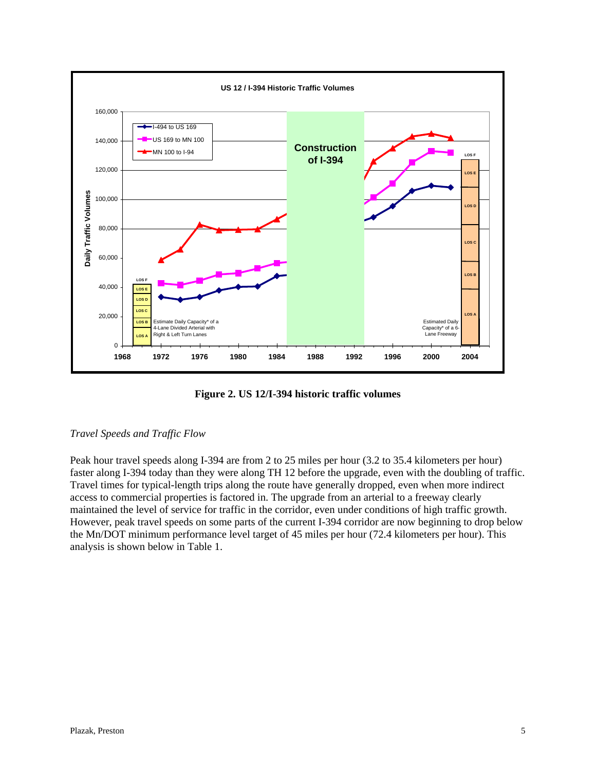**Figure 2. US 12/I-394 historic traffic volumes**

*Travel Speeds and Traffic Flow*

Peak hour travel speeds along I-394 are from 2 to 25 miles per hour (3.2 to 35.4 kilometers per hour) faster along I-394 today than they were along TH 12 before the upgrade, even with the doubling of traffic. Travel times for typical-length trips along the route have generally dropped, even when more indirect access to commercial properties is factored in. The upgrade from an arterial to a freeway clearly maintained the level of service for traffic in the corridor, even under conditions of high traffic growth. However, peak travel speeds on some parts of the current I-394 corridor are now beginning to drop below the Mn/DOT minimum performance level target of 45 miles per hour (72.4 kilometers per hour). This analysis is shown below in Table 1.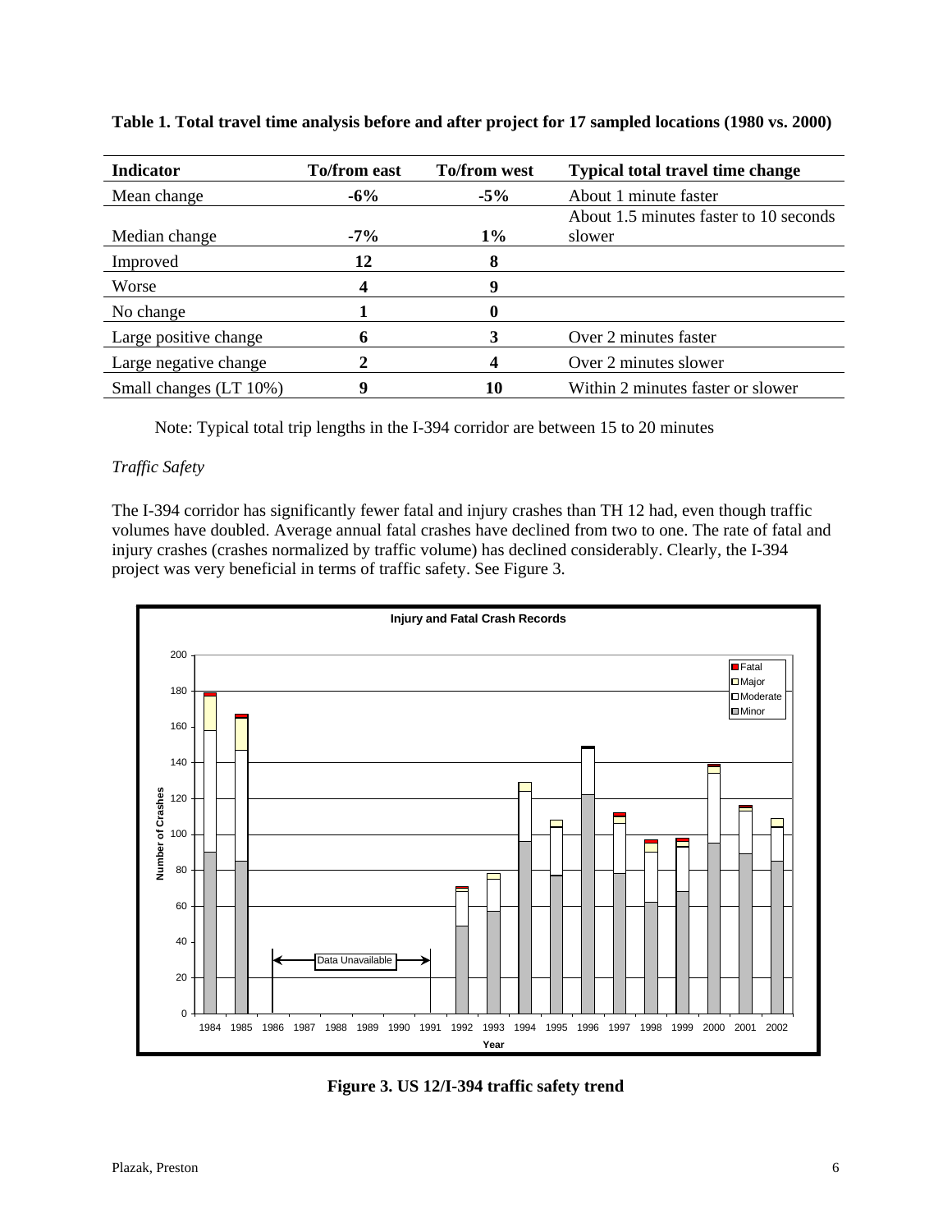**Table 1. Total travel time analysis before and after project for 17 sampled locations (1980 vs. 2000)**

| Indicator | To/from east | To/from west | Typical total travel time change |
|---|---|---|---|
| Mean change | **-6%** | **-5%** | About 1 minute faster |
| Median change | **-7%** | **1%** | About 1.5 minutes faster to 10 seconds slower |
| Improved | **12** | **8** | |
| Worse | **4** | **9** | |
| No change | **1** | **0** | |
| Large positive change | **6** | **3** | Over 2 minutes faster |
| Large negative change | **2** | **4** | Over 2 minutes slower |
| Small changes (LT 10%) | **9** | **10** | Within 2 minutes faster or slower |

Note: Typical total trip lengths in the I-394 corridor are between 15 to 20 minutes

*Traffic Safety*

The I-394 corridor has significantly fewer fatal and injury crashes than TH 12 had, even though traffic volumes have doubled. Average annual fatal crashes have declined from two to one. The rate of fatal and injury crashes (crashes normalized by traffic volume) has declined considerably. Clearly, the I-394 project was very beneficial in terms of traffic safety. See Figure 3.

**Figure 3. US 12/I-394 traffic safety trend**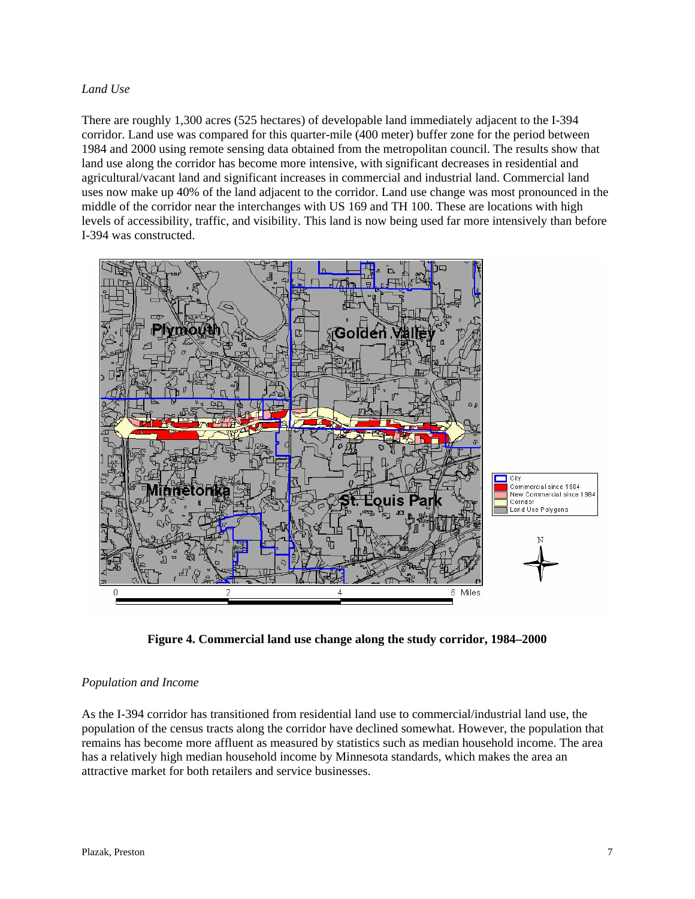*Land Use*

There are roughly 1,300 acres (525 hectares) of developable land immediately adjacent to the I-394 corridor. Land use was compared for this quarter-mile (400 meter) buffer zone for the period between 1984 and 2000 using remote sensing data obtained from the metropolitan council. The results show that land use along the corridor has become more intensive, with significant decreases in residential and agricultural/vacant land and significant increases in commercial and industrial land. Commercial land uses now make up 40% of the land adjacent to the corridor. Land use change was most pronounced in the middle of the corridor near the interchanges with US 169 and TH 100. These are locations with high levels of accessibility, traffic, and visibility. This land is now being used far more intensively than before I-394 was constructed.

**Figure 4. Commercial land use change along the study corridor, 1984–2000**

*Population and Income*

As the I-394 corridor has transitioned from residential land use to commercial/industrial land use, the population of the census tracts along the corridor have declined somewhat. However, the population that remains has become more affluent as measured by statistics such as median household income. The area has a relatively high median household income by Minnesota standards, which makes the area an attractive market for both retailers and service businesses.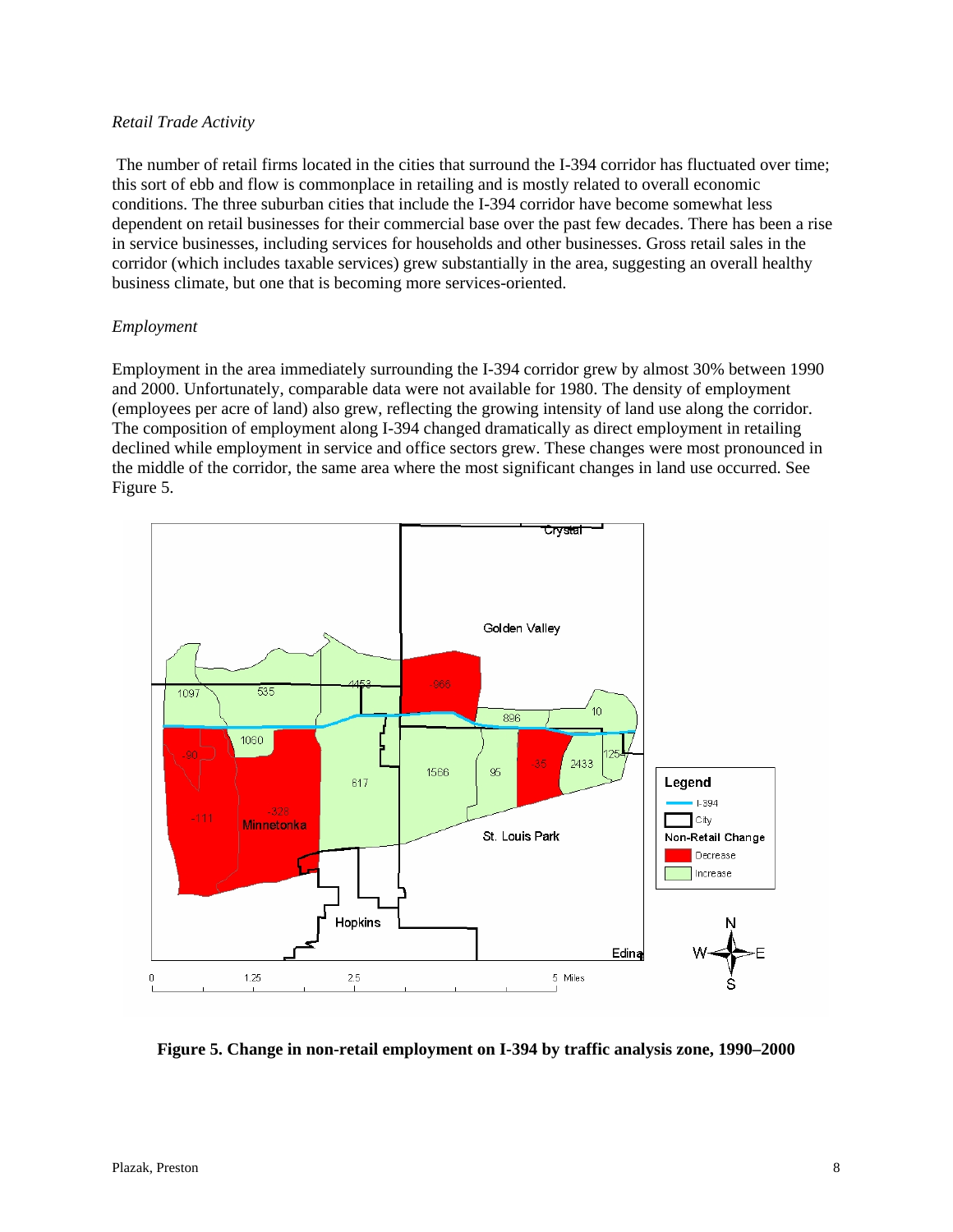*Retail Trade Activity*

The number of retail firms located in the cities that surround the I-394 corridor has fluctuated over time; this sort of ebb and flow is commonplace in retailing and is mostly related to overall economic conditions. The three suburban cities that include the I-394 corridor have become somewhat less dependent on retail businesses for their commercial base over the past few decades. There has been a rise in service businesses, including services for households and other businesses. Gross retail sales in the corridor (which includes taxable services) grew substantially in the area, suggesting an overall healthy business climate, but one that is becoming more services-oriented.

*Employment*

Employment in the area immediately surrounding the I-394 corridor grew by almost 30% between 1990 and 2000. Unfortunately, comparable data were not available for 1980. The density of employment (employees per acre of land) also grew, reflecting the growing intensity of land use along the corridor. The composition of employment along I-394 changed dramatically as direct employment in retailing declined while employment in service and office sectors grew. These changes were most pronounced in the middle of the corridor, the same area where the most significant changes in land use occurred. See Figure 5.

**Figure 5. Change in non-retail employment on I-394 by traffic analysis zone, 1990–2000**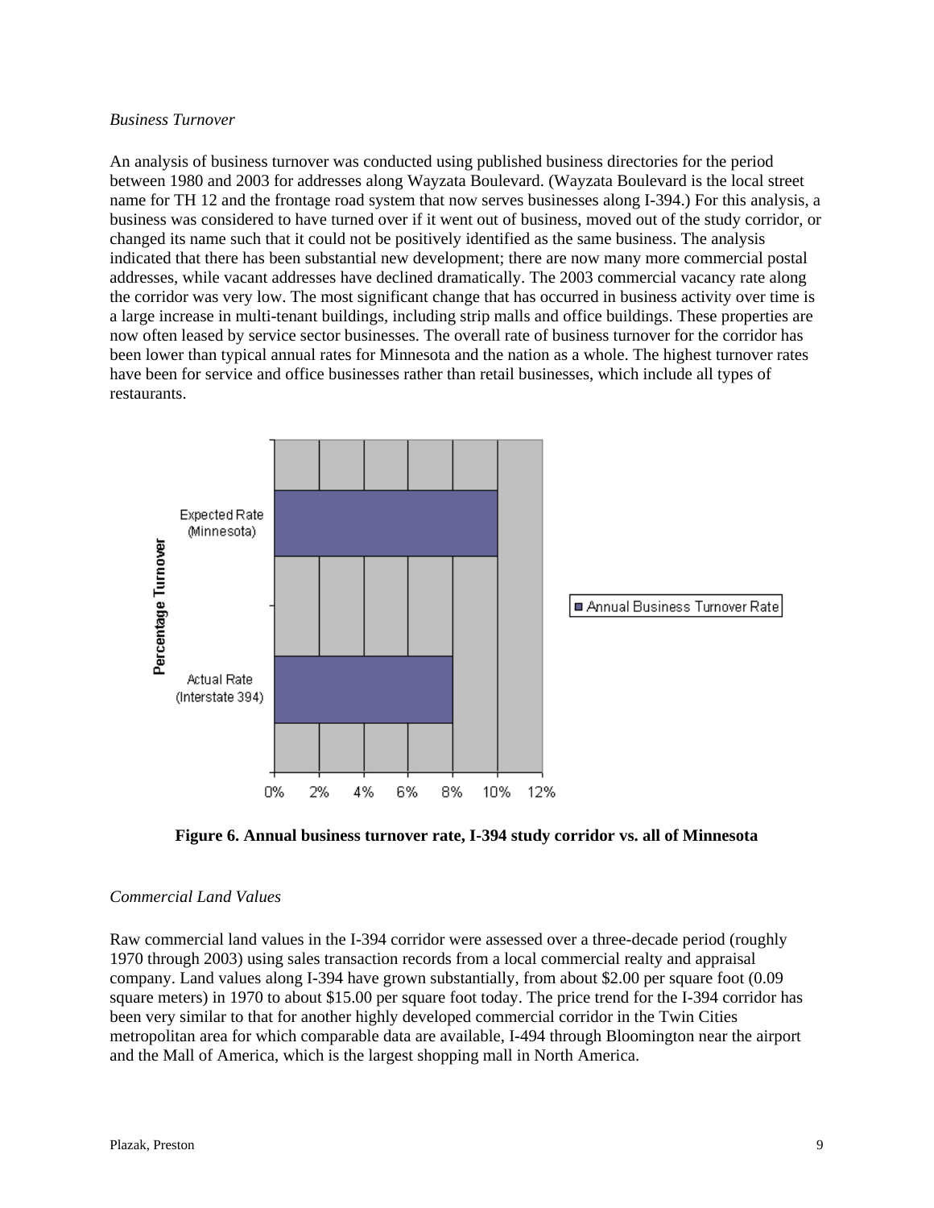*Business Turnover*

An analysis of business turnover was conducted using published business directories for the period between 1980 and 2003 for addresses along Wayzata Boulevard. (Wayzata Boulevard is the local street name for TH 12 and the frontage road system that now serves businesses along I-394.) For this analysis, a business was considered to have turned over if it went out of business, moved out of the study corridor, or changed its name such that it could not be positively identified as the same business. The analysis indicated that there has been substantial new development; there are now many more commercial postal addresses, while vacant addresses have declined dramatically. The 2003 commercial vacancy rate along the corridor was very low. The most significant change that has occurred in business activity over time is a large increase in multi-tenant buildings, including strip malls and office buildings. These properties are now often leased by service sector businesses. The overall rate of business turnover for the corridor has been lower than typical annual rates for Minnesota and the nation as a whole. The highest turnover rates have been for service and office businesses rather than retail businesses, which include all types of restaurants.

**Figure 6. Annual business turnover rate, I-394 study corridor vs. all of Minnesota**

*Commercial Land Values*

Raw commercial land values in the I-394 corridor were assessed over a three-decade period (roughly 1970 through 2003) using sales transaction records from a local commercial realty and appraisal company. Land values along I-394 have grown substantially, from about $2.00 per square foot (0.09 square meters) in 1970 to about $15.00 per square foot today. The price trend for the I-394 corridor has been very similar to that for another highly developed commercial corridor in the Twin Cities metropolitan area for which comparable data are available, I-494 through Bloomington near the airport and the Mall of America, which is the largest shopping mall in North America.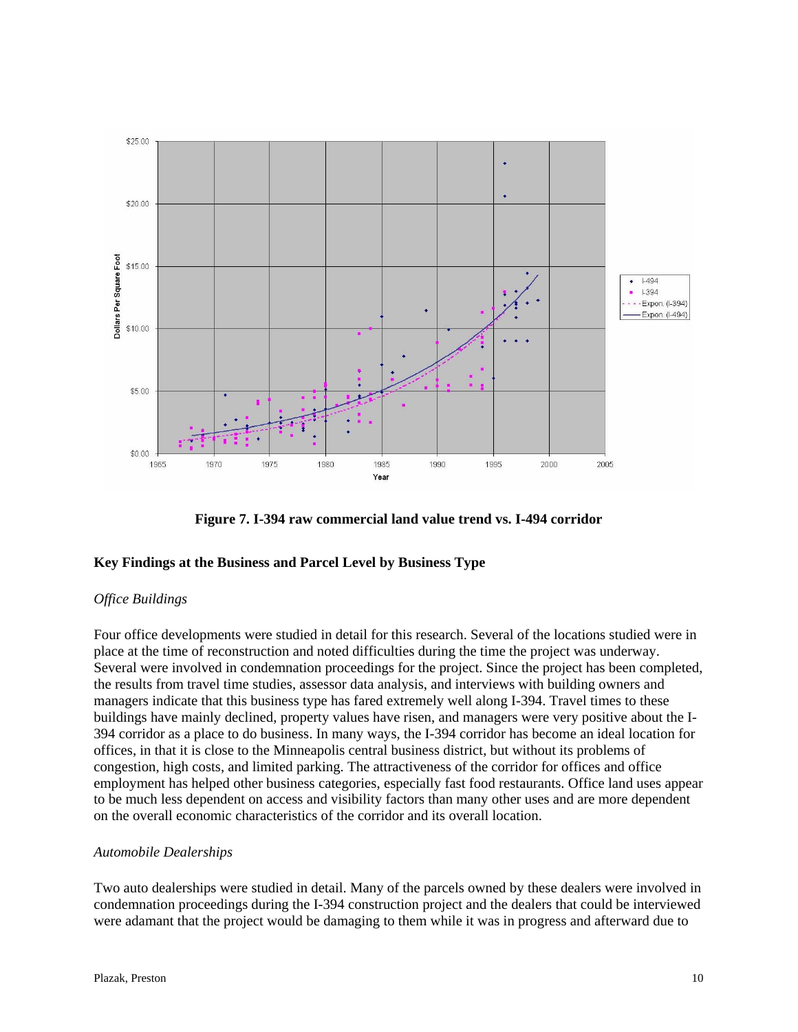**Figure 7. I-394 raw commercial land value trend vs. I-494 corridor**

## Key Findings at the Business and Parcel Level by Business Type

### *Office Buildings*

Four office developments were studied in detail for this research. Several of the locations studied were in place at the time of reconstruction and noted difficulties during the time the project was underway. Several were involved in condemnation proceedings for the project. Since the project has been completed, the results from travel time studies, assessor data analysis, and interviews with building owners and managers indicate that this business type has fared extremely well along I-394. Travel times to these buildings have mainly declined, property values have risen, and managers were very positive about the I-394 corridor as a place to do business. In many ways, the I-394 corridor has become an ideal location for offices, in that it is close to the Minneapolis central business district, but without its problems of congestion, high costs, and limited parking. The attractiveness of the corridor for offices and office employment has helped other business categories, especially fast food restaurants. Office land uses appear to be much less dependent on access and visibility factors than many other uses and are more dependent on the overall economic characteristics of the corridor and its overall location.

### *Automobile Dealerships*

Two auto dealerships were studied in detail. Many of the parcels owned by these dealers were involved in condemnation proceedings during the I-394 construction project and the dealers that could be interviewed were adamant that the project would be damaging to them while it was in progress and afterward due to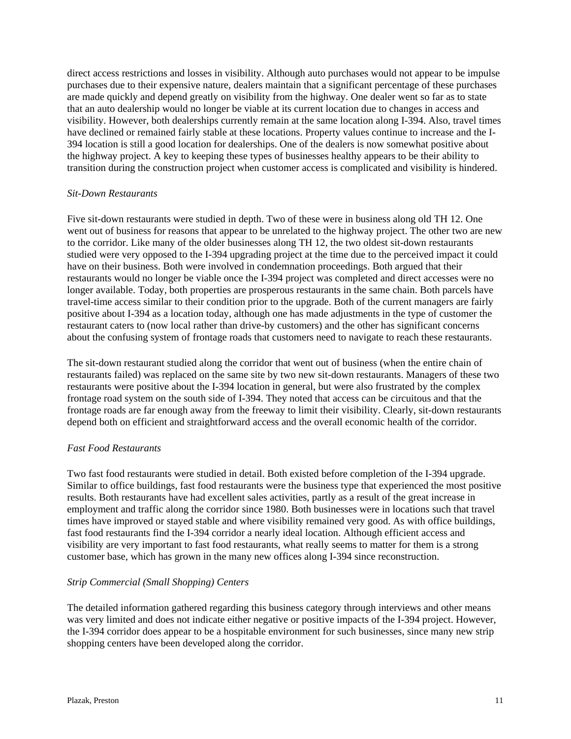direct access restrictions and losses in visibility. Although auto purchases would not appear to be impulse purchases due to their expensive nature, dealers maintain that a significant percentage of these purchases are made quickly and depend greatly on visibility from the highway. One dealer went so far as to state that an auto dealership would no longer be viable at its current location due to changes in access and visibility. However, both dealerships currently remain at the same location along I-394. Also, travel times have declined or remained fairly stable at these locations. Property values continue to increase and the I-394 location is still a good location for dealerships. One of the dealers is now somewhat positive about the highway project. A key to keeping these types of businesses healthy appears to be their ability to transition during the construction project when customer access is complicated and visibility is hindered.

*Sit-Down Restaurants*

Five sit-down restaurants were studied in depth. Two of these were in business along old TH 12. One went out of business for reasons that appear to be unrelated to the highway project. The other two are new to the corridor. Like many of the older businesses along TH 12, the two oldest sit-down restaurants studied were very opposed to the I-394 upgrading project at the time due to the perceived impact it could have on their business. Both were involved in condemnation proceedings. Both argued that their restaurants would no longer be viable once the I-394 project was completed and direct accesses were no longer available. Today, both properties are prosperous restaurants in the same chain. Both parcels have travel-time access similar to their condition prior to the upgrade. Both of the current managers are fairly positive about I-394 as a location today, although one has made adjustments in the type of customer the restaurant caters to (now local rather than drive-by customers) and the other has significant concerns about the confusing system of frontage roads that customers need to navigate to reach these restaurants.

The sit-down restaurant studied along the corridor that went out of business (when the entire chain of restaurants failed) was replaced on the same site by two new sit-down restaurants. Managers of these two restaurants were positive about the I-394 location in general, but were also frustrated by the complex frontage road system on the south side of I-394. They noted that access can be circuitous and that the frontage roads are far enough away from the freeway to limit their visibility. Clearly, sit-down restaurants depend both on efficient and straightforward access and the overall economic health of the corridor.

*Fast Food Restaurants*

Two fast food restaurants were studied in detail. Both existed before completion of the I-394 upgrade. Similar to office buildings, fast food restaurants were the business type that experienced the most positive results. Both restaurants have had excellent sales activities, partly as a result of the great increase in employment and traffic along the corridor since 1980. Both businesses were in locations such that travel times have improved or stayed stable and where visibility remained very good. As with office buildings, fast food restaurants find the I-394 corridor a nearly ideal location. Although efficient access and visibility are very important to fast food restaurants, what really seems to matter for them is a strong customer base, which has grown in the many new offices along I-394 since reconstruction.

*Strip Commercial (Small Shopping) Centers*

The detailed information gathered regarding this business category through interviews and other means was very limited and does not indicate either negative or positive impacts of the I-394 project. However, the I-394 corridor does appear to be a hospitable environment for such businesses, since many new strip shopping centers have been developed along the corridor.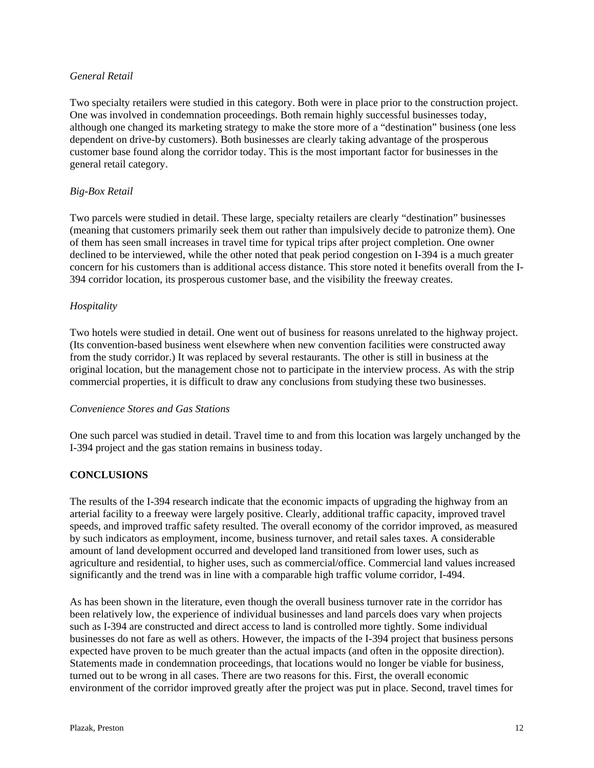*General Retail*

Two specialty retailers were studied in this category. Both were in place prior to the construction project. One was involved in condemnation proceedings. Both remain highly successful businesses today, although one changed its marketing strategy to make the store more of a "destination" business (one less dependent on drive-by customers). Both businesses are clearly taking advantage of the prosperous customer base found along the corridor today. This is the most important factor for businesses in the general retail category.

*Big-Box Retail*

Two parcels were studied in detail. These large, specialty retailers are clearly "destination" businesses (meaning that customers primarily seek them out rather than impulsively decide to patronize them). One of them has seen small increases in travel time for typical trips after project completion. One owner declined to be interviewed, while the other noted that peak period congestion on I-394 is a much greater concern for his customers than is additional access distance. This store noted it benefits overall from the I-394 corridor location, its prosperous customer base, and the visibility the freeway creates.

*Hospitality*

Two hotels were studied in detail. One went out of business for reasons unrelated to the highway project. (Its convention-based business went elsewhere when new convention facilities were constructed away from the study corridor.) It was replaced by several restaurants. The other is still in business at the original location, but the management chose not to participate in the interview process. As with the strip commercial properties, it is difficult to draw any conclusions from studying these two businesses.

*Convenience Stores and Gas Stations*

One such parcel was studied in detail. Travel time to and from this location was largely unchanged by the I-394 project and the gas station remains in business today.

## CONCLUSIONS

The results of the I-394 research indicate that the economic impacts of upgrading the highway from an arterial facility to a freeway were largely positive. Clearly, additional traffic capacity, improved travel speeds, and improved traffic safety resulted. The overall economy of the corridor improved, as measured by such indicators as employment, income, business turnover, and retail sales taxes. A considerable amount of land development occurred and developed land transitioned from lower uses, such as agriculture and residential, to higher uses, such as commercial/office. Commercial land values increased significantly and the trend was in line with a comparable high traffic volume corridor, I-494.

As has been shown in the literature, even though the overall business turnover rate in the corridor has been relatively low, the experience of individual businesses and land parcels does vary when projects such as I-394 are constructed and direct access to land is controlled more tightly. Some individual businesses do not fare as well as others. However, the impacts of the I-394 project that business persons expected have proven to be much greater than the actual impacts (and often in the opposite direction). Statements made in condemnation proceedings, that locations would no longer be viable for business, turned out to be wrong in all cases. There are two reasons for this. First, the overall economic environment of the corridor improved greatly after the project was put in place. Second, travel times for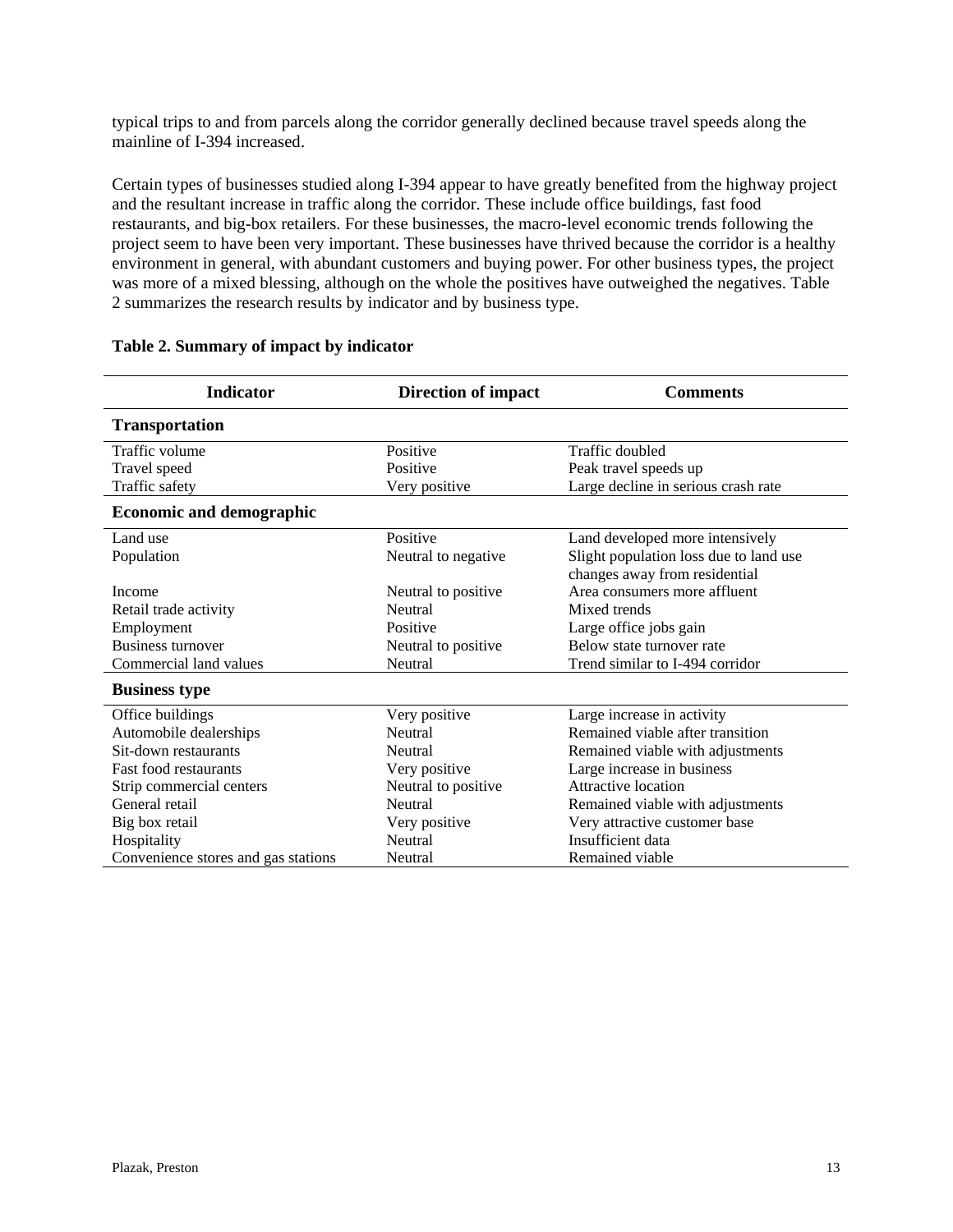typical trips to and from parcels along the corridor generally declined because travel speeds along the mainline of I-394 increased.

Certain types of businesses studied along I-394 appear to have greatly benefited from the highway project and the resultant increase in traffic along the corridor. These include office buildings, fast food restaurants, and big-box retailers. For these businesses, the macro-level economic trends following the project seem to have been very important. These businesses have thrived because the corridor is a healthy environment in general, with abundant customers and buying power. For other business types, the project was more of a mixed blessing, although on the whole the positives have outweighed the negatives. Table 2 summarizes the research results by indicator and by business type.

**Table 2. Summary of impact by indicator**

| Indicator | Direction of impact | Comments |
|---|---|---|
| **Transportation** | | |
| Traffic volume | Positive | Traffic doubled |
| Travel speed | Positive | Peak travel speeds up |
| Traffic safety | Very positive | Large decline in serious crash rate |
| **Economic and demographic** | | |
| Land use | Positive | Land developed more intensively |
| Population | Neutral to negative | Slight population loss due to land use changes away from residential |
| Income | Neutral to positive | Area consumers more affluent |
| Retail trade activity | Neutral | Mixed trends |
| Employment | Positive | Large office jobs gain |
| Business turnover | Neutral to positive | Below state turnover rate |
| Commercial land values | Neutral | Trend similar to I-494 corridor |
| **Business type** | | |
| Office buildings | Very positive | Large increase in activity |
| Automobile dealerships | Neutral | Remained viable after transition |
| Sit-down restaurants | Neutral | Remained viable with adjustments |
| Fast food restaurants | Very positive | Large increase in business |
| Strip commercial centers | Neutral to positive | Attractive location |
| General retail | Neutral | Remained viable with adjustments |
| Big box retail | Very positive | Very attractive customer base |
| Hospitality | Neutral | Insufficient data |
| Convenience stores and gas stations | Neutral | Remained viable |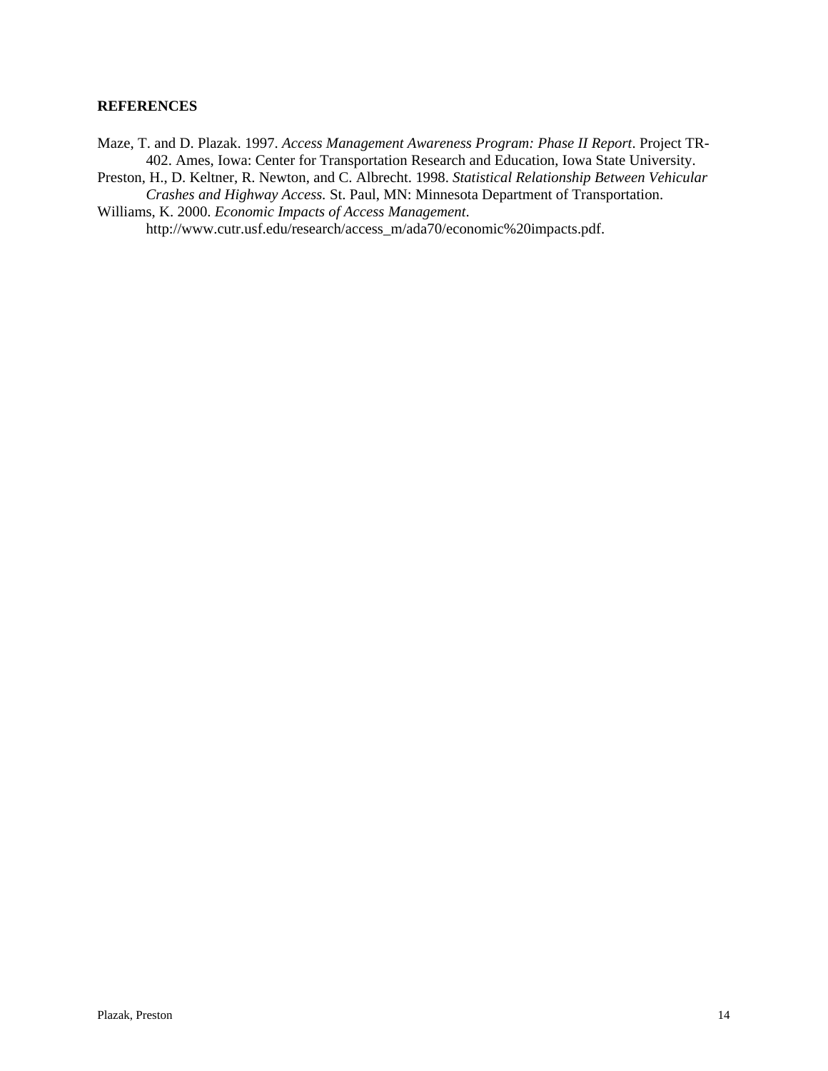## REFERENCES

Maze, T. and D. Plazak. 1997. *Access Management Awareness Program: Phase II Report*. Project TR-402. Ames, Iowa: Center for Transportation Research and Education, Iowa State University.

Preston, H., D. Keltner, R. Newton, and C. Albrecht. 1998. *Statistical Relationship Between Vehicular Crashes and Highway Access.* St. Paul, MN: Minnesota Department of Transportation.

Williams, K. 2000. *Economic Impacts of Access Management*. http://www.cutr.usf.edu/research/access_m/ada70/economic%20impacts.pdf.